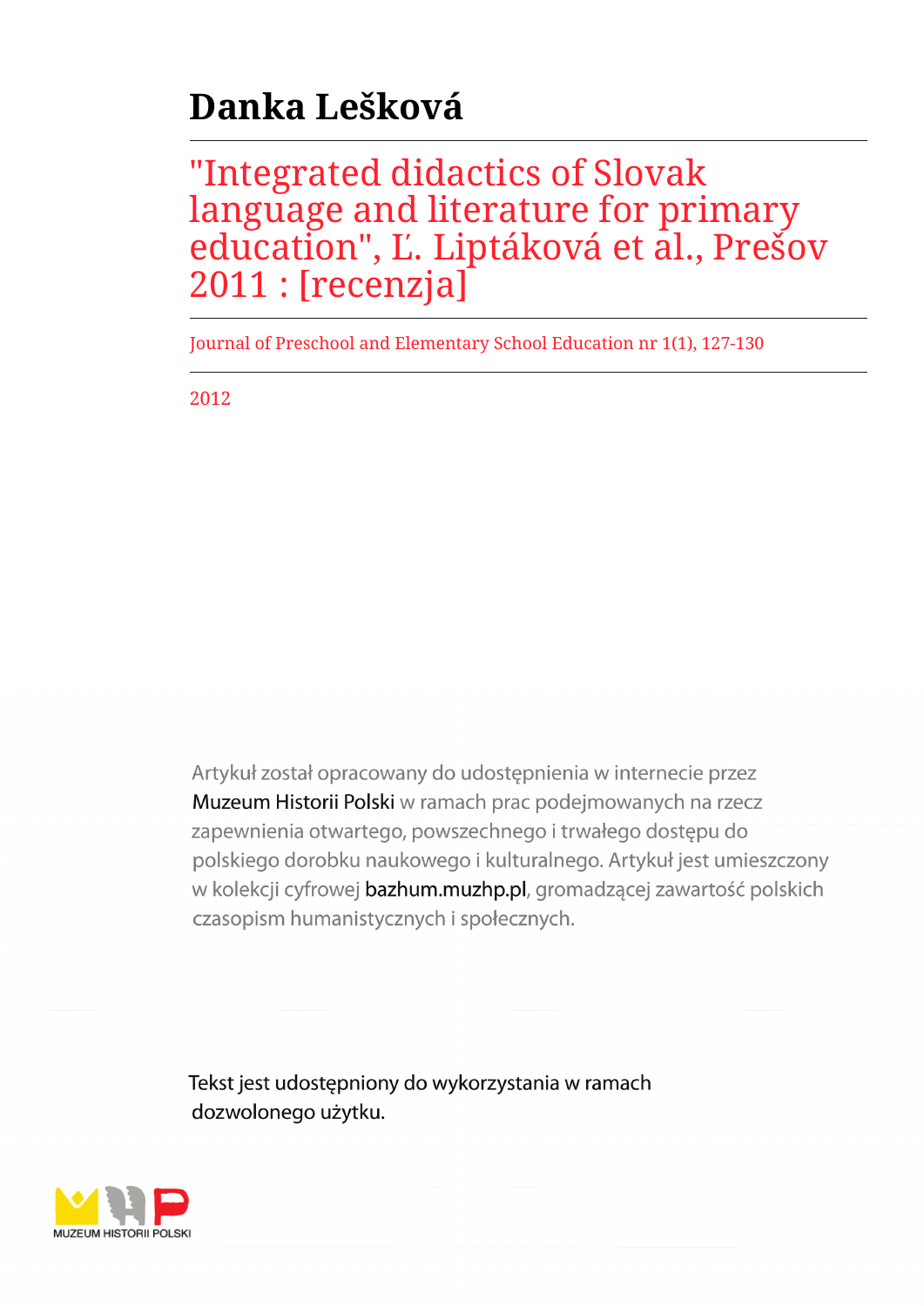# Danka Lešková

## "Integrated didactics of Slovak language and literature for primary education", Ľ. Liptáková et al., Prešov 2011 : [recenzja]

Journal of Preschool and Elementary School Education nr 1(1), 127-130

2012

Artykuł został opracowany do udostępnienia w internecie przez Muzeum Historii Polski w ramach prac podejmowanych na rzecz zapewnienia otwartego, powszechnego i trwałego dostępu do polskiego dorobku naukowego i kulturalnego. Artykuł jest umieszczony w kolekcji cyfrowej bazhum.muzhp.pl, gromadzącej zawartość polskich czasopism humanistycznych i społecznych.

Tekst jest udostępniony do wykorzystania w ramach dozwolonego użytku.

MUZEUM HISTORII POLSKI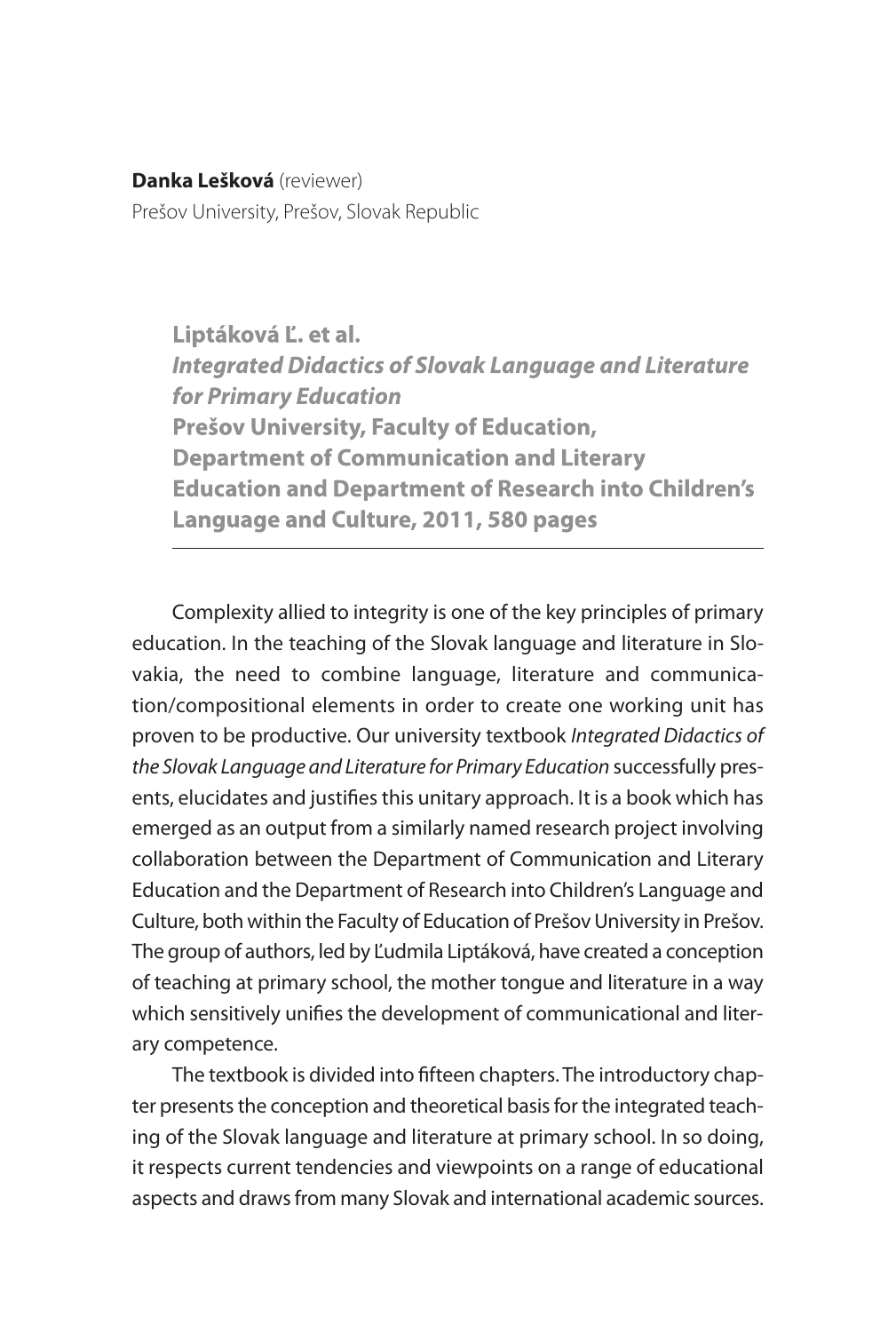**Danka Lešková** (reviewer)
Prešov University, Prešov, Slovak Republic

**Liptáková Ľ. et al.**
***Integrated Didactics of Slovak Language and Literature for Primary Education***
**Prešov University, Faculty of Education, Department of Communication and Literary Education and Department of Research into Children's Language and Culture, 2011, 580 pages**

---

Complexity allied to integrity is one of the key principles of primary education. In the teaching of the Slovak language and literature in Slovakia, the need to combine language, literature and communication/compositional elements in order to create one working unit has proven to be productive. Our university textbook *Integrated Didactics of the Slovak Language and Literature for Primary Education* successfully presents, elucidates and justifies this unitary approach. It is a book which has emerged as an output from a similarly named research project involving collaboration between the Department of Communication and Literary Education and the Department of Research into Children's Language and Culture, both within the Faculty of Education of Prešov University in Prešov. The group of authors, led by Ľudmila Liptáková, have created a conception of teaching at primary school, the mother tongue and literature in a way which sensitively unifies the development of communicational and literary competence.

The textbook is divided into fifteen chapters. The introductory chapter presents the conception and theoretical basis for the integrated teaching of the Slovak language and literature at primary school. In so doing, it respects current tendencies and viewpoints on a range of educational aspects and draws from many Slovak and international academic sources.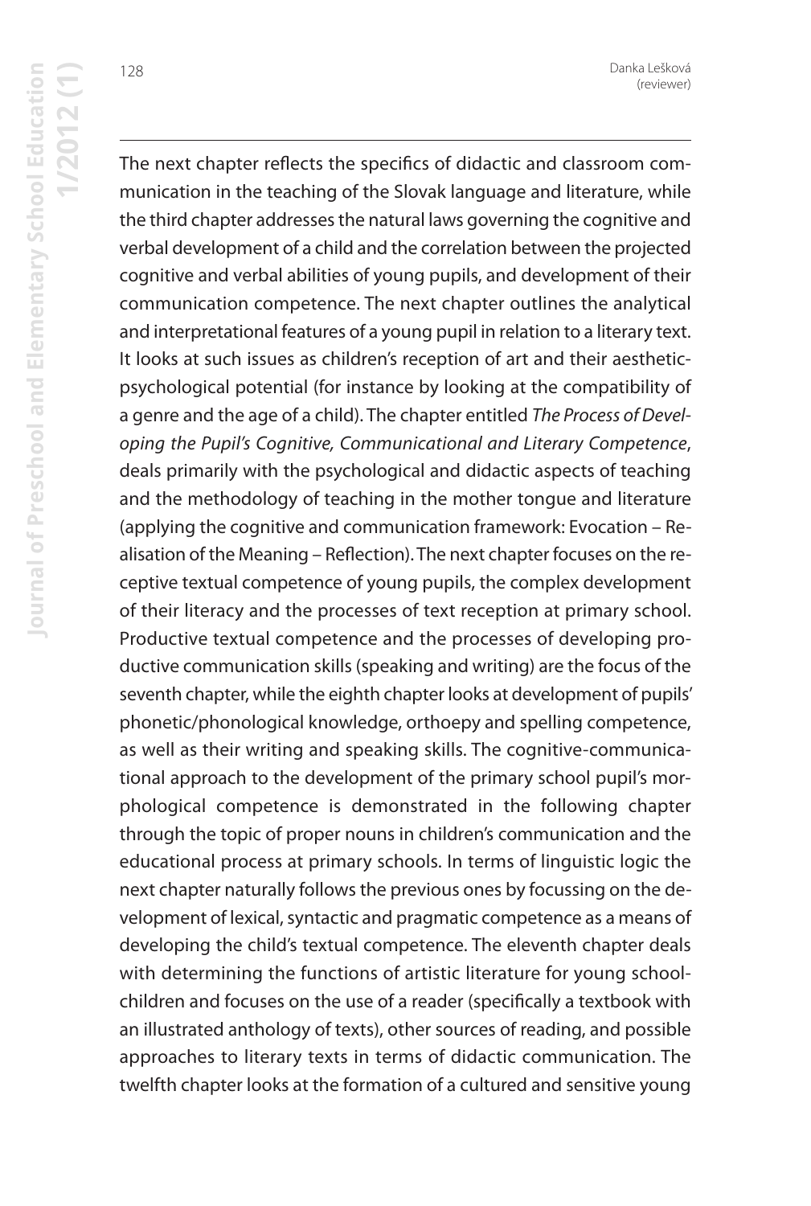The next chapter reflects the specifics of didactic and classroom communication in the teaching of the Slovak language and literature, while the third chapter addresses the natural laws governing the cognitive and verbal development of a child and the correlation between the projected cognitive and verbal abilities of young pupils, and development of their communication competence. The next chapter outlines the analytical and interpretational features of a young pupil in relation to a literary text. It looks at such issues as children's reception of art and their aesthetic-psychological potential (for instance by looking at the compatibility of a genre and the age of a child). The chapter entitled *The Process of Developing the Pupil's Cognitive, Communicational and Literary Competence*, deals primarily with the psychological and didactic aspects of teaching and the methodology of teaching in the mother tongue and literature (applying the cognitive and communication framework: Evocation – Realisation of the Meaning – Reflection). The next chapter focuses on the receptive textual competence of young pupils, the complex development of their literacy and the processes of text reception at primary school. Productive textual competence and the processes of developing productive communication skills (speaking and writing) are the focus of the seventh chapter, while the eighth chapter looks at development of pupils' phonetic/phonological knowledge, orthoepy and spelling competence, as well as their writing and speaking skills. The cognitive-communicational approach to the development of the primary school pupil's morphological competence is demonstrated in the following chapter through the topic of proper nouns in children's communication and the educational process at primary schools. In terms of linguistic logic the next chapter naturally follows the previous ones by focussing on the development of lexical, syntactic and pragmatic competence as a means of developing the child's textual competence. The eleventh chapter deals with determining the functions of artistic literature for young schoolchildren and focuses on the use of a reader (specifically a textbook with an illustrated anthology of texts), other sources of reading, and possible approaches to literary texts in terms of didactic communication. The twelfth chapter looks at the formation of a cultured and sensitive young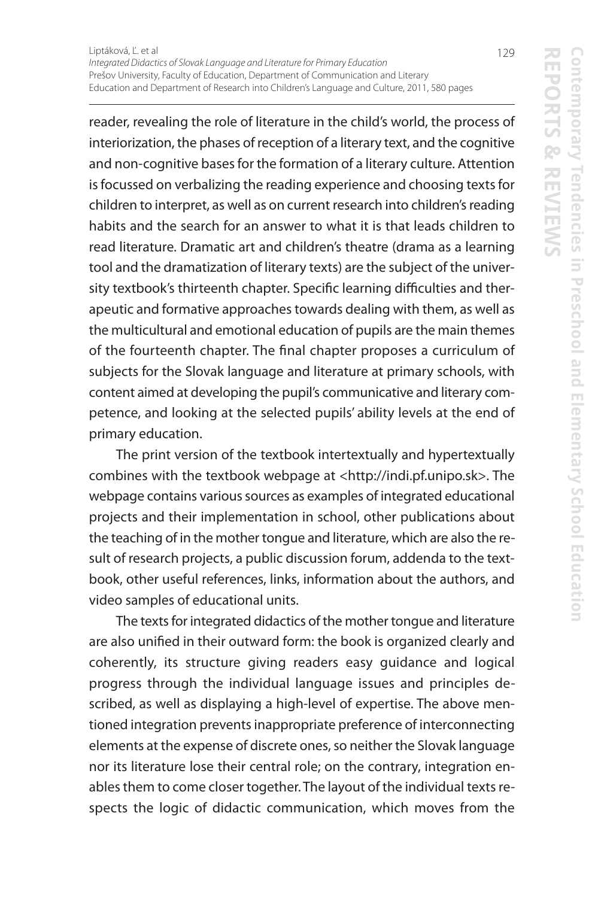reader, revealing the role of literature in the child's world, the process of interiorization, the phases of reception of a literary text, and the cognitive and non-cognitive bases for the formation of a literary culture. Attention is focussed on verbalizing the reading experience and choosing texts for children to interpret, as well as on current research into children's reading habits and the search for an answer to what it is that leads children to read literature. Dramatic art and children's theatre (drama as a learning tool and the dramatization of literary texts) are the subject of the university textbook's thirteenth chapter. Specific learning difficulties and therapeutic and formative approaches towards dealing with them, as well as the multicultural and emotional education of pupils are the main themes of the fourteenth chapter. The final chapter proposes a curriculum of subjects for the Slovak language and literature at primary schools, with content aimed at developing the pupil's communicative and literary competence, and looking at the selected pupils' ability levels at the end of primary education.

The print version of the textbook intertextually and hypertextually combines with the textbook webpage at <http://indi.pf.unipo.sk>. The webpage contains various sources as examples of integrated educational projects and their implementation in school, other publications about the teaching of in the mother tongue and literature, which are also the result of research projects, a public discussion forum, addenda to the textbook, other useful references, links, information about the authors, and video samples of educational units.

The texts for integrated didactics of the mother tongue and literature are also unified in their outward form: the book is organized clearly and coherently, its structure giving readers easy guidance and logical progress through the individual language issues and principles described, as well as displaying a high-level of expertise. The above mentioned integration prevents inappropriate preference of interconnecting elements at the expense of discrete ones, so neither the Slovak language nor its literature lose their central role; on the contrary, integration enables them to come closer together. The layout of the individual texts respects the logic of didactic communication, which moves from the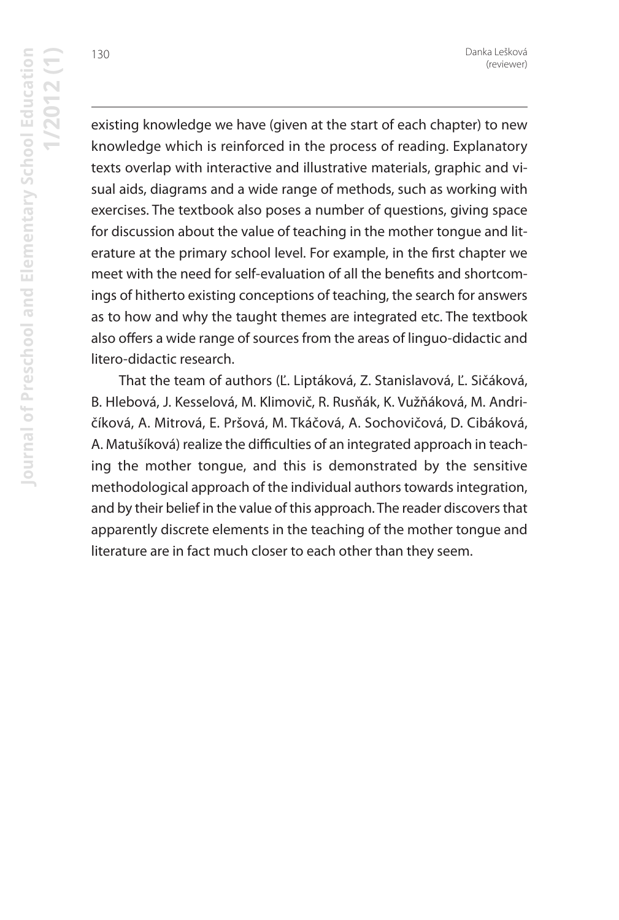existing knowledge we have (given at the start of each chapter) to new knowledge which is reinforced in the process of reading. Explanatory texts overlap with interactive and illustrative materials, graphic and visual aids, diagrams and a wide range of methods, such as working with exercises. The textbook also poses a number of questions, giving space for discussion about the value of teaching in the mother tongue and literature at the primary school level. For example, in the first chapter we meet with the need for self-evaluation of all the benefits and shortcomings of hitherto existing conceptions of teaching, the search for answers as to how and why the taught themes are integrated etc. The textbook also offers a wide range of sources from the areas of linguo-didactic and litero-didactic research.

That the team of authors (Ľ. Liptáková, Z. Stanislavová, Ľ. Sičáková, B. Hlebová, J. Kesselová, M. Klimovič, R. Rusňák, K. Vužňáková, M. Andričíková, A. Mitrová, E. Pršová, M. Tkáčová, A. Sochovičová, D. Cibáková, A. Matušíková) realize the difficulties of an integrated approach in teaching the mother tongue, and this is demonstrated by the sensitive methodological approach of the individual authors towards integration, and by their belief in the value of this approach. The reader discovers that apparently discrete elements in the teaching of the mother tongue and literature are in fact much closer to each other than they seem.